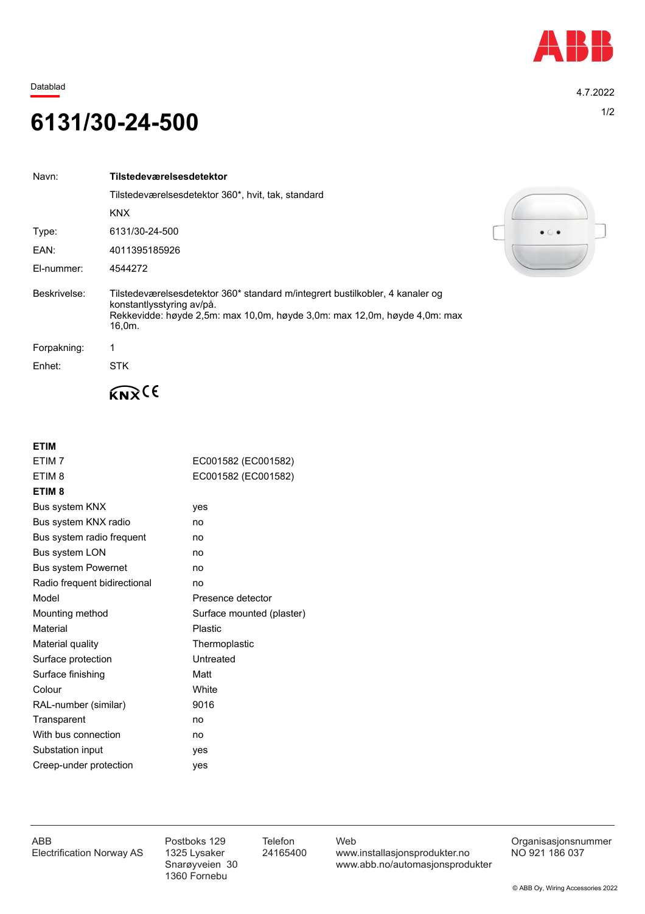Datablad

4.7.2022

# 6131/30-24-500

| | |
|---|---|
| Navn: | **Tilstedeværelsesdetektor** |
| | Tilstedeværelsesdetektor 360*, hvit, tak, standard |
| | KNX |
| Type: | 6131/30-24-500 |
| EAN: | 4011395185926 |
| El-nummer: | 4544272 |
| Beskrivelse: | Tilstedeværelsesdetektor 360* standard m/integrert bustilkobler, 4 kanaler og konstantlysstyring av/på. Rekkevidde: høyde 2,5m: max 10,0m, høyde 3,0m: max 12,0m, høyde 4,0m: max 16,0m. |
| Forpakning: | 1 |
| Enhet: | STK |

## ETIM

| | |
|---|---|
| ETIM 7 | EC001582 (EC001582) |
| ETIM 8 | EC001582 (EC001582) |

## ETIM 8

| | |
|---|---|
| Bus system KNX | yes |
| Bus system KNX radio | no |
| Bus system radio frequent | no |
| Bus system LON | no |
| Bus system Powernet | no |
| Radio frequent bidirectional | no |
| Model | Presence detector |
| Mounting method | Surface mounted (plaster) |
| Material | Plastic |
| Material quality | Thermoplastic |
| Surface protection | Untreated |
| Surface finishing | Matt |
| Colour | White |
| RAL-number (similar) | 9016 |
| Transparent | no |
| With bus connection | no |
| Substation input | yes |
| Creep-under protection | yes |

ABB Electrification Norway AS | Postboks 129, 1325 Lysaker, Snarøyveien 30, 1360 Fornebu | Telefon 24165400 | Web www.installasjonsprodukter.no, www.abb.no/automasjonsprodukter | Organisasjonsnummer NO 921 186 037

© ABB Oy, Wiring Accessories 2022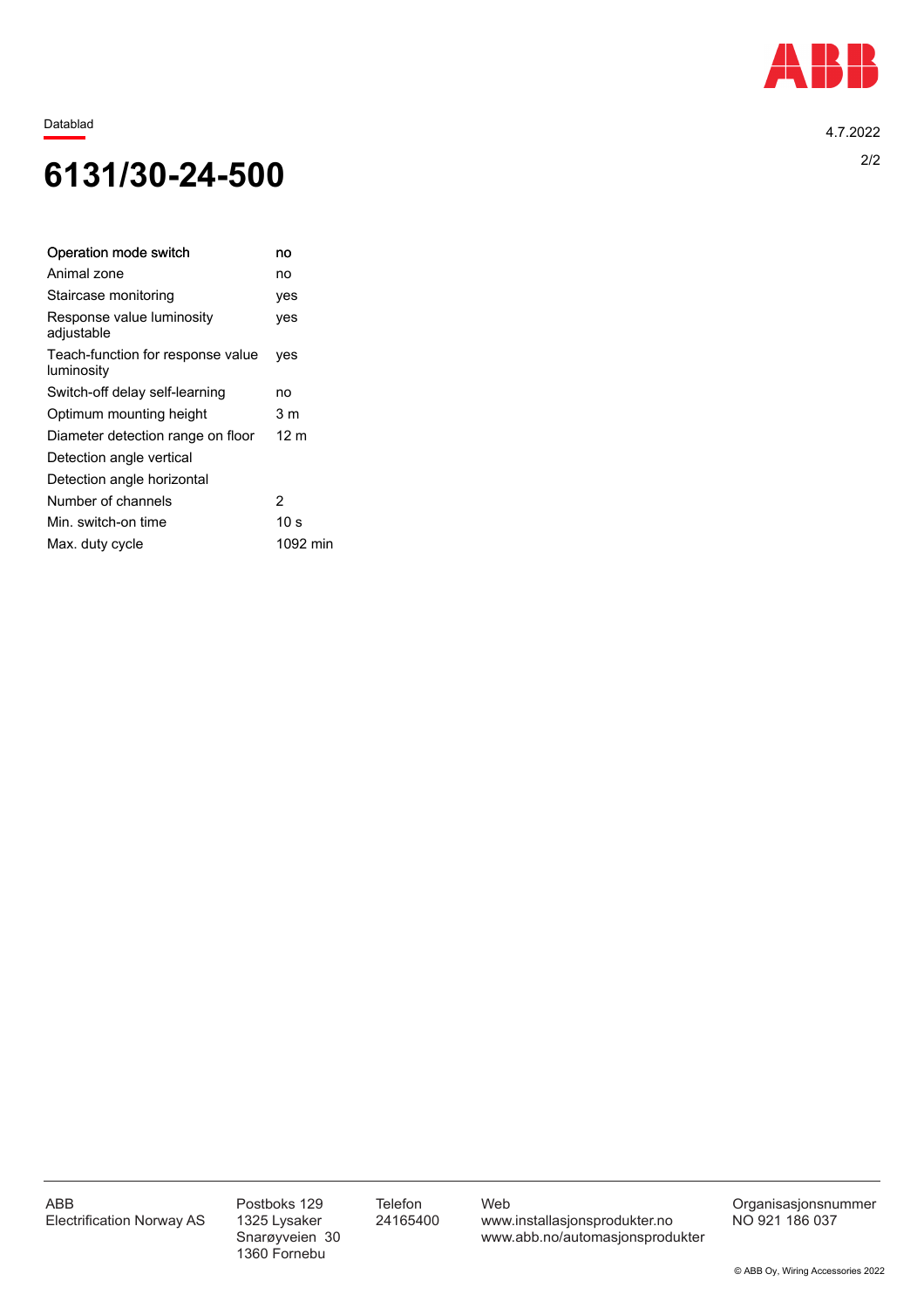Datablad

4.7.2022

# 6131/30-24-500

| | |
|---|---|
| Operation mode switch | no |
| Animal zone | no |
| Staircase monitoring | yes |
| Response value luminosity adjustable | yes |
| Teach-function for response value luminosity | yes |
| Switch-off delay self-learning | no |
| Optimum mounting height | 3 m |
| Diameter detection range on floor | 12 m |
| Detection angle vertical | |
| Detection angle horizontal | |
| Number of channels | 2 |
| Min. switch-on time | 10 s |
| Max. duty cycle | 1092 min |

ABB
Electrification Norway AS

Postboks 129
1325 Lysaker
Snarøyveien 30
1360 Fornebu

Telefon
24165400

Web
www.installasjonsprodukter.no
www.abb.no/automasjonsprodukter

Organisasjonsnummer
NO 921 186 037

© ABB Oy, Wiring Accessories 2022